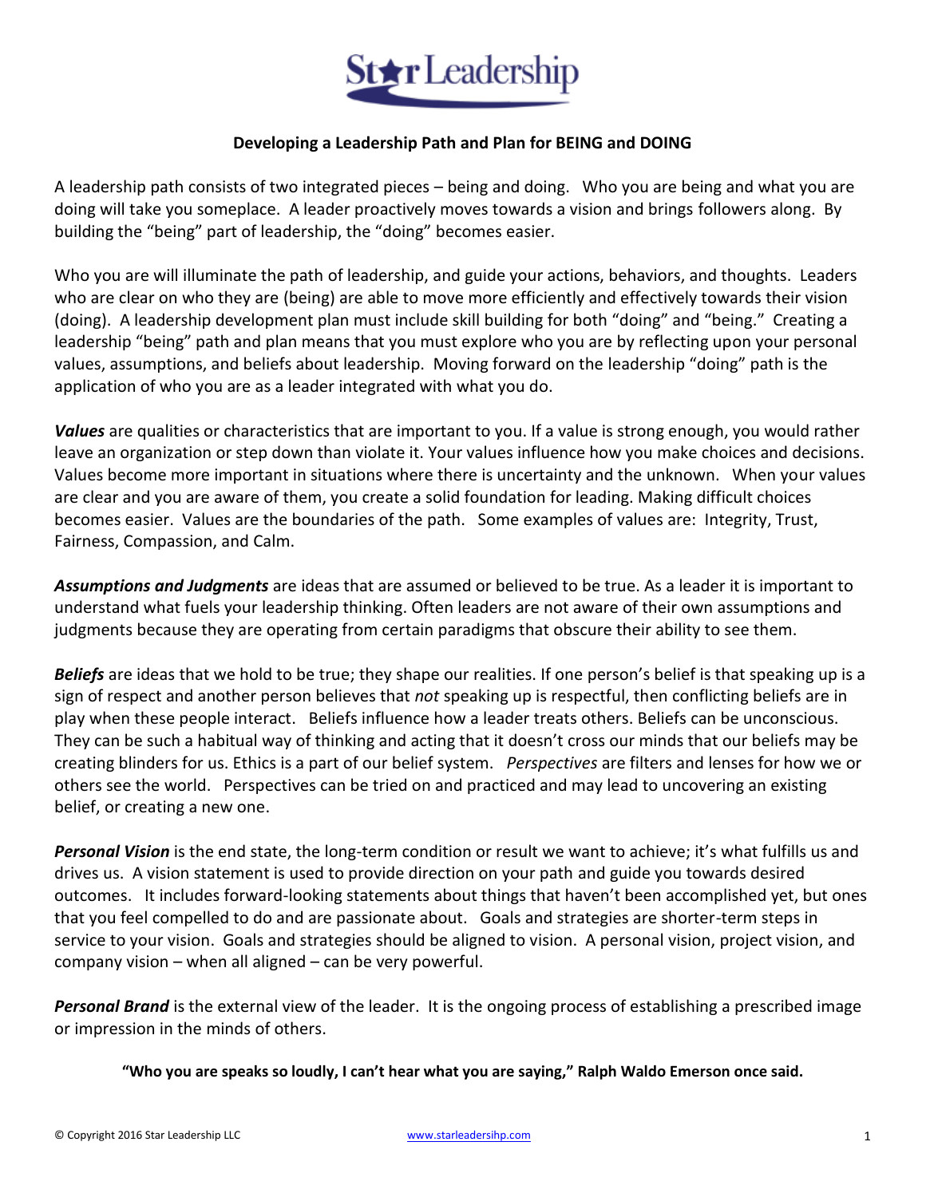# Star Leadership

## Developing a Leadership Path and Plan for BEING and DOING

A leadership path consists of two integrated pieces – being and doing. Who you are being and what you are doing will take you someplace. A leader proactively moves towards a vision and brings followers along. By building the "being" part of leadership, the "doing" becomes easier.

Who you are will illuminate the path of leadership, and guide your actions, behaviors, and thoughts. Leaders who are clear on who they are (being) are able to move more efficiently and effectively towards their vision (doing). A leadership development plan must include skill building for both "doing" and "being." Creating a leadership "being" path and plan means that you must explore who you are by reflecting upon your personal values, assumptions, and beliefs about leadership. Moving forward on the leadership "doing" path is the application of who you are as a leader integrated with what you do.

***Values*** are qualities or characteristics that are important to you. If a value is strong enough, you would rather leave an organization or step down than violate it. Your values influence how you make choices and decisions. Values become more important in situations where there is uncertainty and the unknown. When your values are clear and you are aware of them, you create a solid foundation for leading. Making difficult choices becomes easier. Values are the boundaries of the path. Some examples of values are: Integrity, Trust, Fairness, Compassion, and Calm.

***Assumptions and Judgments*** are ideas that are assumed or believed to be true. As a leader it is important to understand what fuels your leadership thinking. Often leaders are not aware of their own assumptions and judgments because they are operating from certain paradigms that obscure their ability to see them.

***Beliefs*** are ideas that we hold to be true; they shape our realities. If one person's belief is that speaking up is a sign of respect and another person believes that *not* speaking up is respectful, then conflicting beliefs are in play when these people interact. Beliefs influence how a leader treats others. Beliefs can be unconscious. They can be such a habitual way of thinking and acting that it doesn't cross our minds that our beliefs may be creating blinders for us. Ethics is a part of our belief system. *Perspectives* are filters and lenses for how we or others see the world. Perspectives can be tried on and practiced and may lead to uncovering an existing belief, or creating a new one.

***Personal Vision*** is the end state, the long-term condition or result we want to achieve; it's what fulfills us and drives us. A vision statement is used to provide direction on your path and guide you towards desired outcomes. It includes forward-looking statements about things that haven't been accomplished yet, but ones that you feel compelled to do and are passionate about. Goals and strategies are shorter-term steps in service to your vision. Goals and strategies should be aligned to vision. A personal vision, project vision, and company vision – when all aligned – can be very powerful.

***Personal Brand*** is the external view of the leader. It is the ongoing process of establishing a prescribed image or impression in the minds of others.

**"Who you are speaks so loudly, I can't hear what you are saying," Ralph Waldo Emerson once said.**

© Copyright 2016 Star Leadership LLC www.starleadersihp.com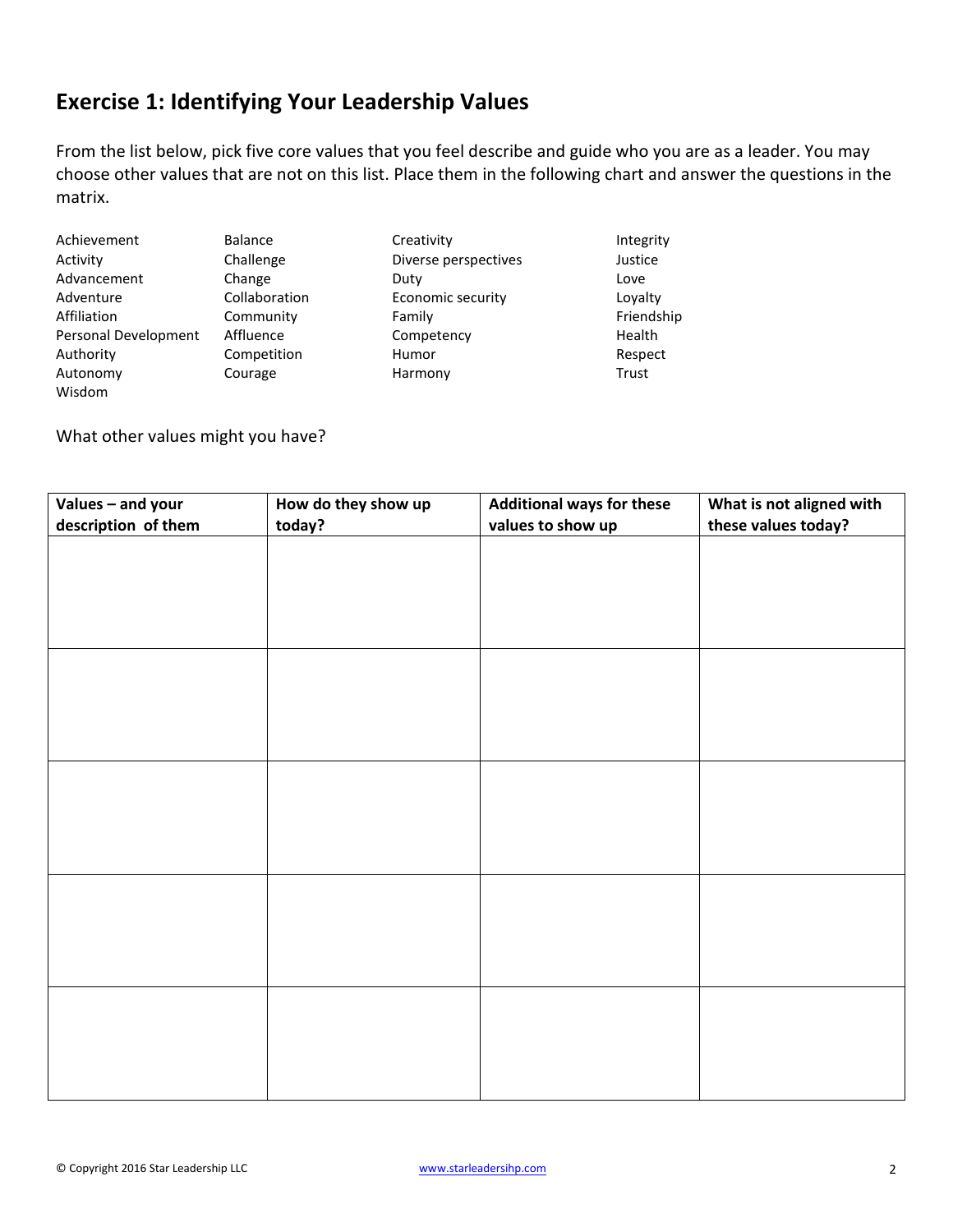## Exercise 1: Identifying Your Leadership Values

From the list below, pick five core values that you feel describe and guide who you are as a leader. You may choose other values that are not on this list. Place them in the following chart and answer the questions in the matrix.

| | | | |
|---|---|---|---|
| Achievement | Balance | Creativity | Integrity |
| Activity | Challenge | Diverse perspectives | Justice |
| Advancement | Change | Duty | Love |
| Adventure | Collaboration | Economic security | Loyalty |
| Affiliation | Community | Family | Friendship |
| Personal Development | Affluence | Competency | Health |
| Authority | Competition | Humor | Respect |
| Autonomy | Courage | Harmony | Trust |
| Wisdom | | | |

What other values might you have?

| Values – and your description of them | How do they show up today? | Additional ways for these values to show up | What is not aligned with these values today? |
|---|---|---|---|
| | | | |
| | | | |
| | | | |
| | | | |
| | | | |

© Copyright 2016 Star Leadership LLC www.starleadersihp.com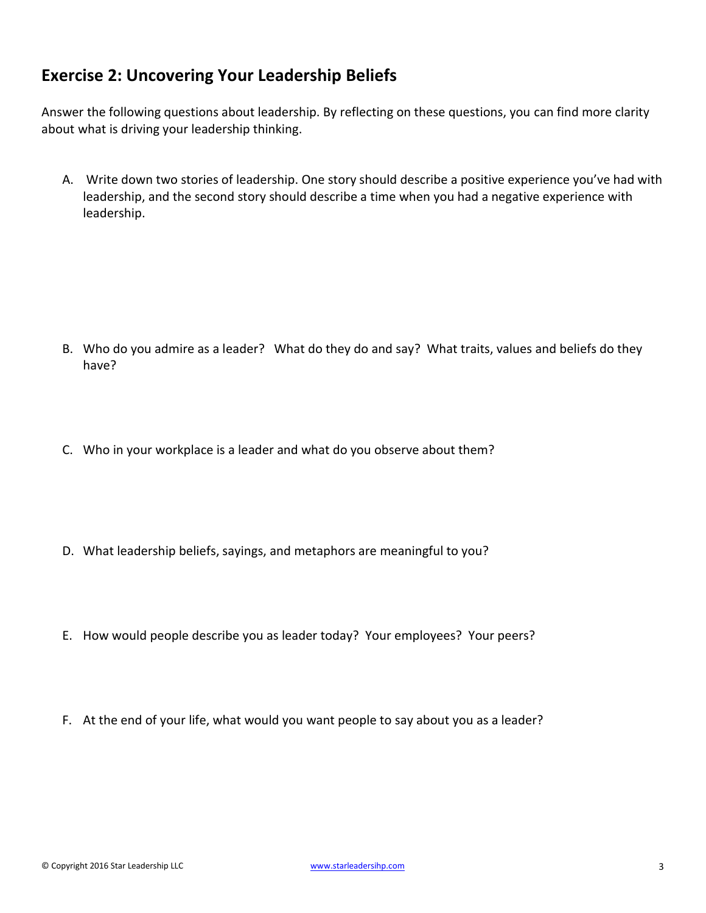## Exercise 2: Uncovering Your Leadership Beliefs

Answer the following questions about leadership. By reflecting on these questions, you can find more clarity about what is driving your leadership thinking.

A. Write down two stories of leadership. One story should describe a positive experience you've had with leadership, and the second story should describe a time when you had a negative experience with leadership.

B. Who do you admire as a leader? What do they do and say? What traits, values and beliefs do they have?

C. Who in your workplace is a leader and what do you observe about them?

D. What leadership beliefs, sayings, and metaphors are meaningful to you?

E. How would people describe you as leader today? Your employees? Your peers?

F. At the end of your life, what would you want people to say about you as a leader?

© Copyright 2016 Star Leadership LLC www.starleadersihp.com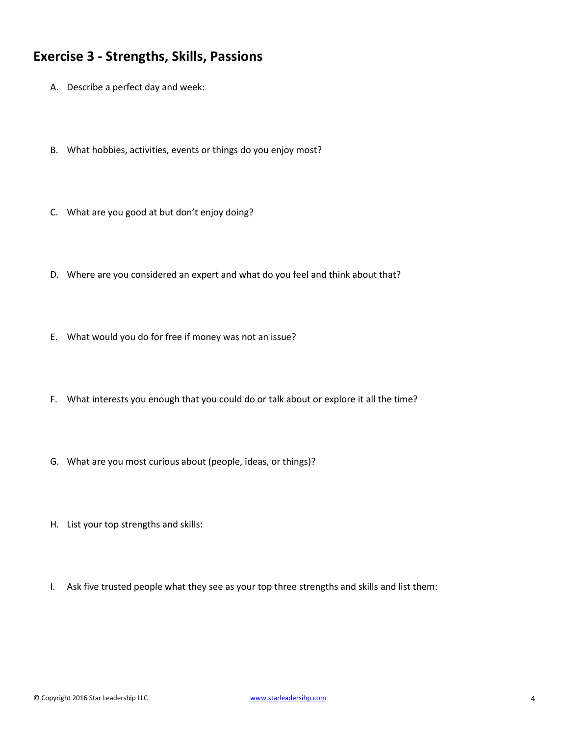## Exercise 3 - Strengths, Skills, Passions

A. Describe a perfect day and week:

B. What hobbies, activities, events or things do you enjoy most?

C. What are you good at but don't enjoy doing?

D. Where are you considered an expert and what do you feel and think about that?

E. What would you do for free if money was not an issue?

F. What interests you enough that you could do or talk about or explore it all the time?

G. What are you most curious about (people, ideas, or things)?

H. List your top strengths and skills:

I. Ask five trusted people what they see as your top three strengths and skills and list them: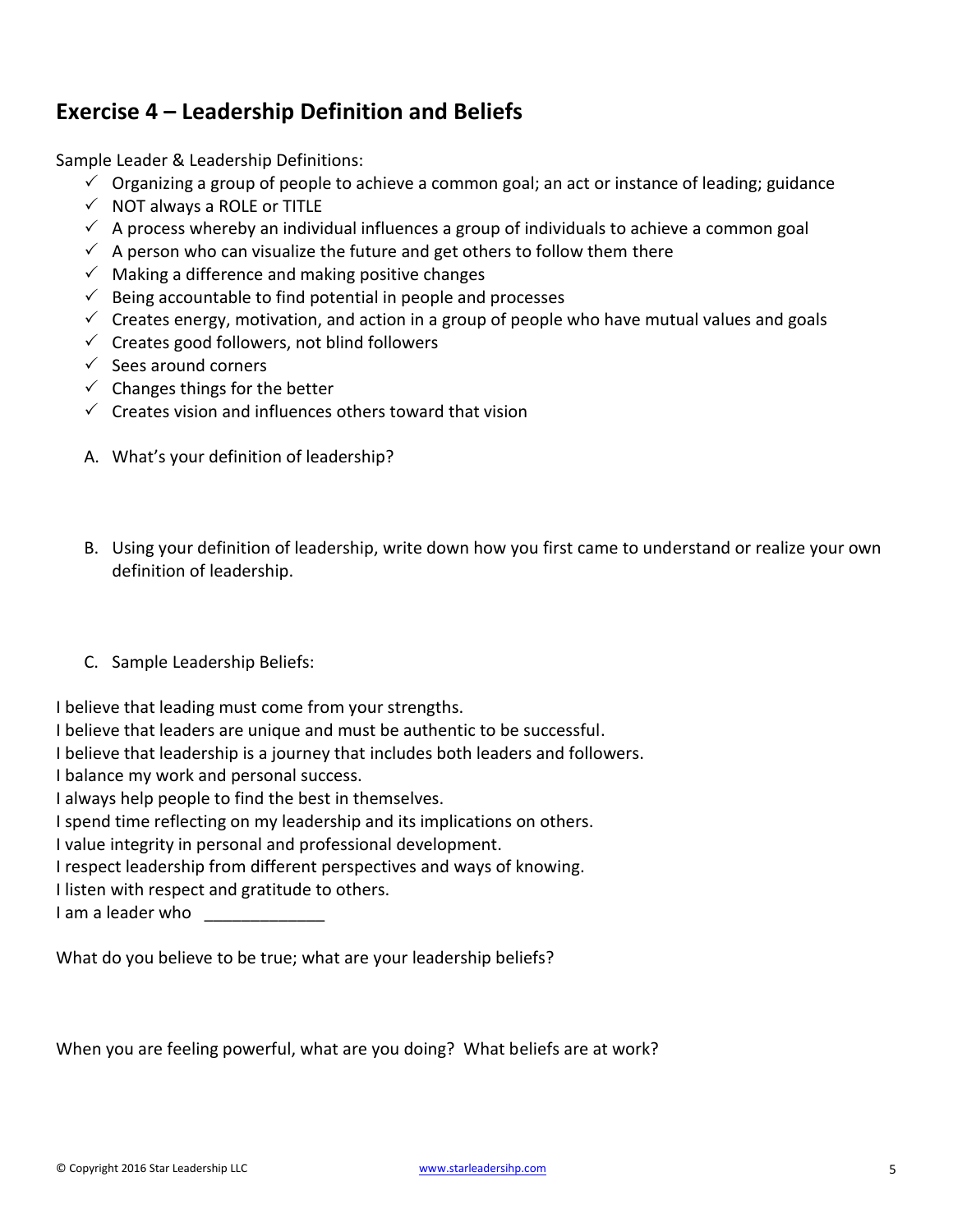## Exercise 4 – Leadership Definition and Beliefs

Sample Leader & Leadership Definitions:

- ✓ Organizing a group of people to achieve a common goal; an act or instance of leading; guidance
- ✓ NOT always a ROLE or TITLE
- ✓ A process whereby an individual influences a group of individuals to achieve a common goal
- ✓ A person who can visualize the future and get others to follow them there
- ✓ Making a difference and making positive changes
- ✓ Being accountable to find potential in people and processes
- ✓ Creates energy, motivation, and action in a group of people who have mutual values and goals
- ✓ Creates good followers, not blind followers
- ✓ Sees around corners
- ✓ Changes things for the better
- ✓ Creates vision and influences others toward that vision

A. What's your definition of leadership?

B. Using your definition of leadership, write down how you first came to understand or realize your own definition of leadership.

C. Sample Leadership Beliefs:

I believe that leading must come from your strengths.
I believe that leaders are unique and must be authentic to be successful.
I believe that leadership is a journey that includes both leaders and followers.
I balance my work and personal success.
I always help people to find the best in themselves.
I spend time reflecting on my leadership and its implications on others.
I value integrity in personal and professional development.
I respect leadership from different perspectives and ways of knowing.
I listen with respect and gratitude to others.
I am a leader who _____________

What do you believe to be true; what are your leadership beliefs?

When you are feeling powerful, what are you doing? What beliefs are at work?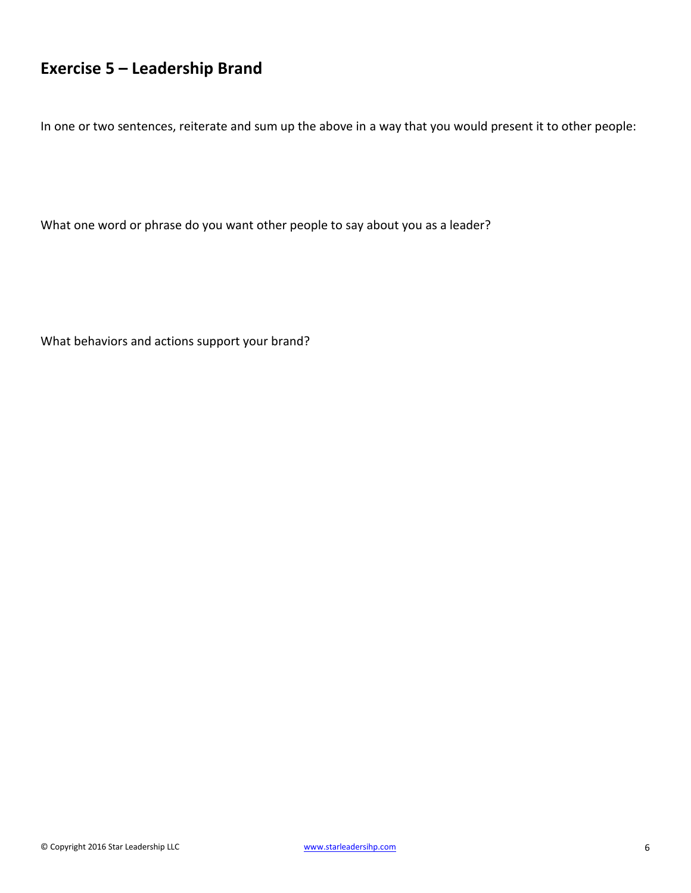## Exercise 5 – Leadership Brand

In one or two sentences, reiterate and sum up the above in a way that you would present it to other people:

What one word or phrase do you want other people to say about you as a leader?

What behaviors and actions support your brand?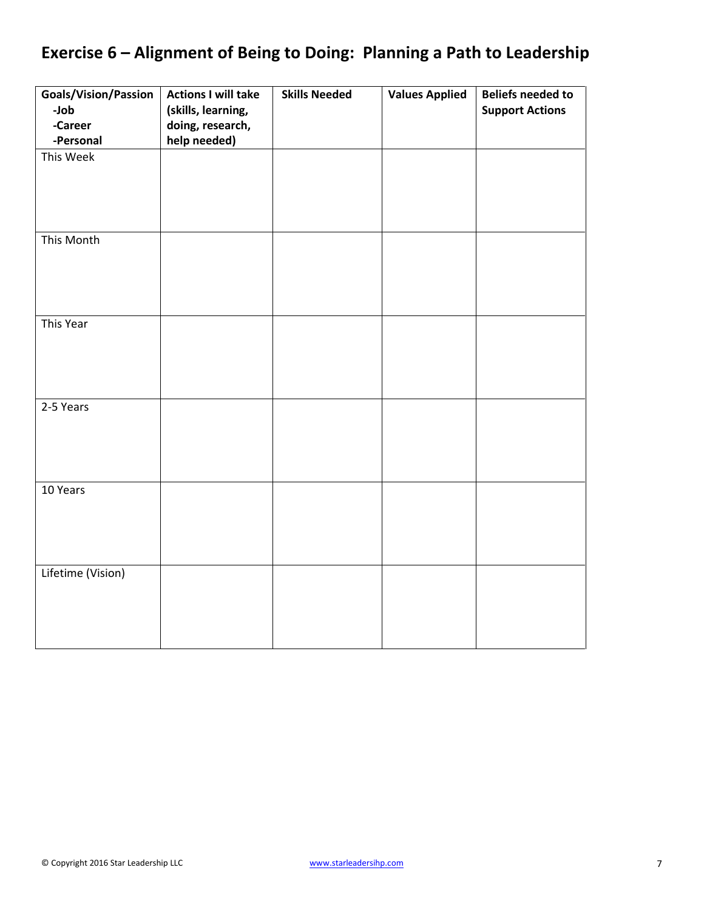## Exercise 6 – Alignment of Being to Doing:  Planning a Path to Leadership

| **Goals/Vision/Passion**<br>**-Job**<br>**-Career**<br>**-Personal** | **Actions I will take (skills, learning, doing, research, help needed)** | **Skills Needed** | **Values Applied** | **Beliefs needed to Support Actions** |
|---|---|---|---|---|
| This Week | | | | |
| This Month | | | | |
| This Year | | | | |
| 2-5 Years | | | | |
| 10 Years | | | | |
| Lifetime (Vision) | | | | |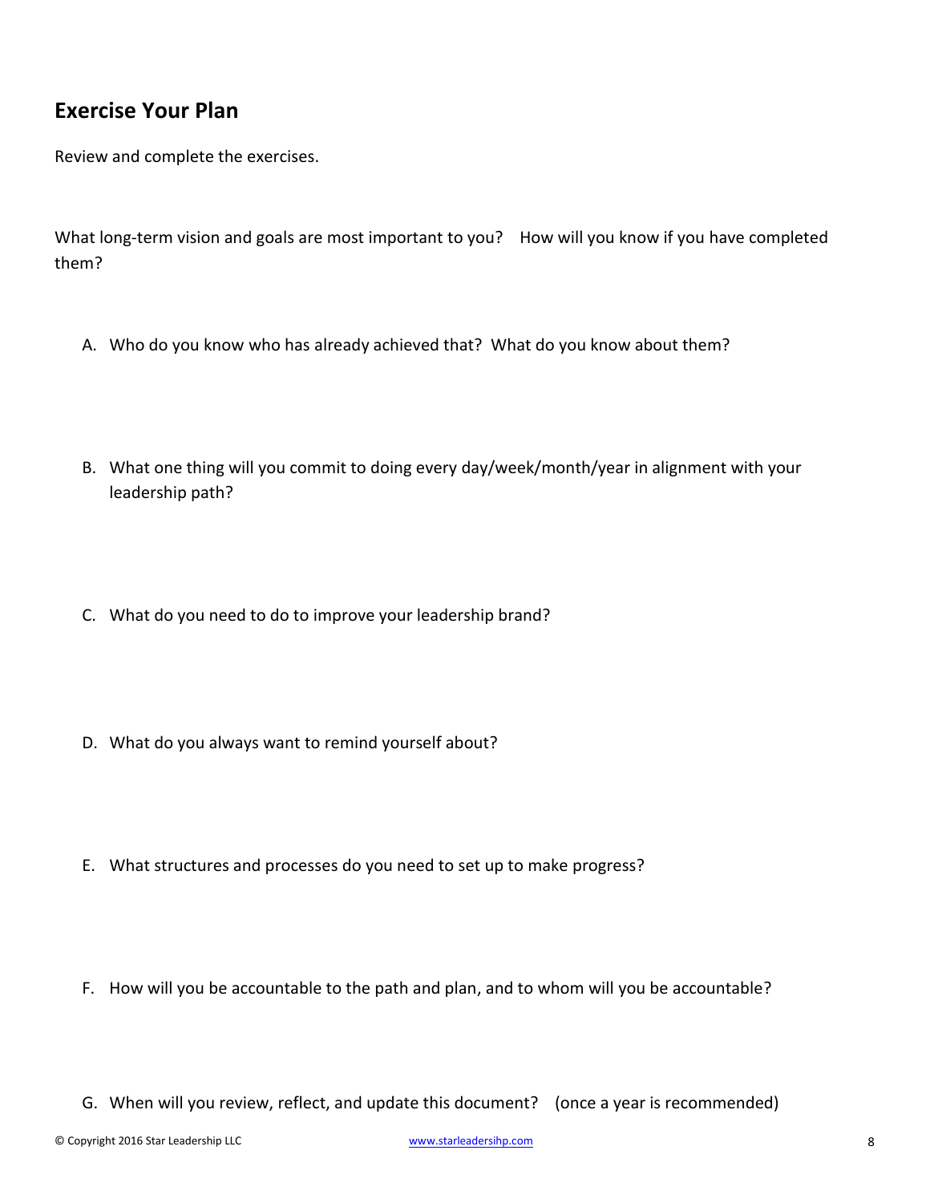## Exercise Your Plan

Review and complete the exercises.

What long-term vision and goals are most important to you?   How will you know if you have completed them?

A. Who do you know who has already achieved that?  What do you know about them?

B. What one thing will you commit to doing every day/week/month/year in alignment with your leadership path?

C. What do you need to do to improve your leadership brand?

D. What do you always want to remind yourself about?

E. What structures and processes do you need to set up to make progress?

F. How will you be accountable to the path and plan, and to whom will you be accountable?

G. When will you review, reflect, and update this document?   (once a year is recommended)